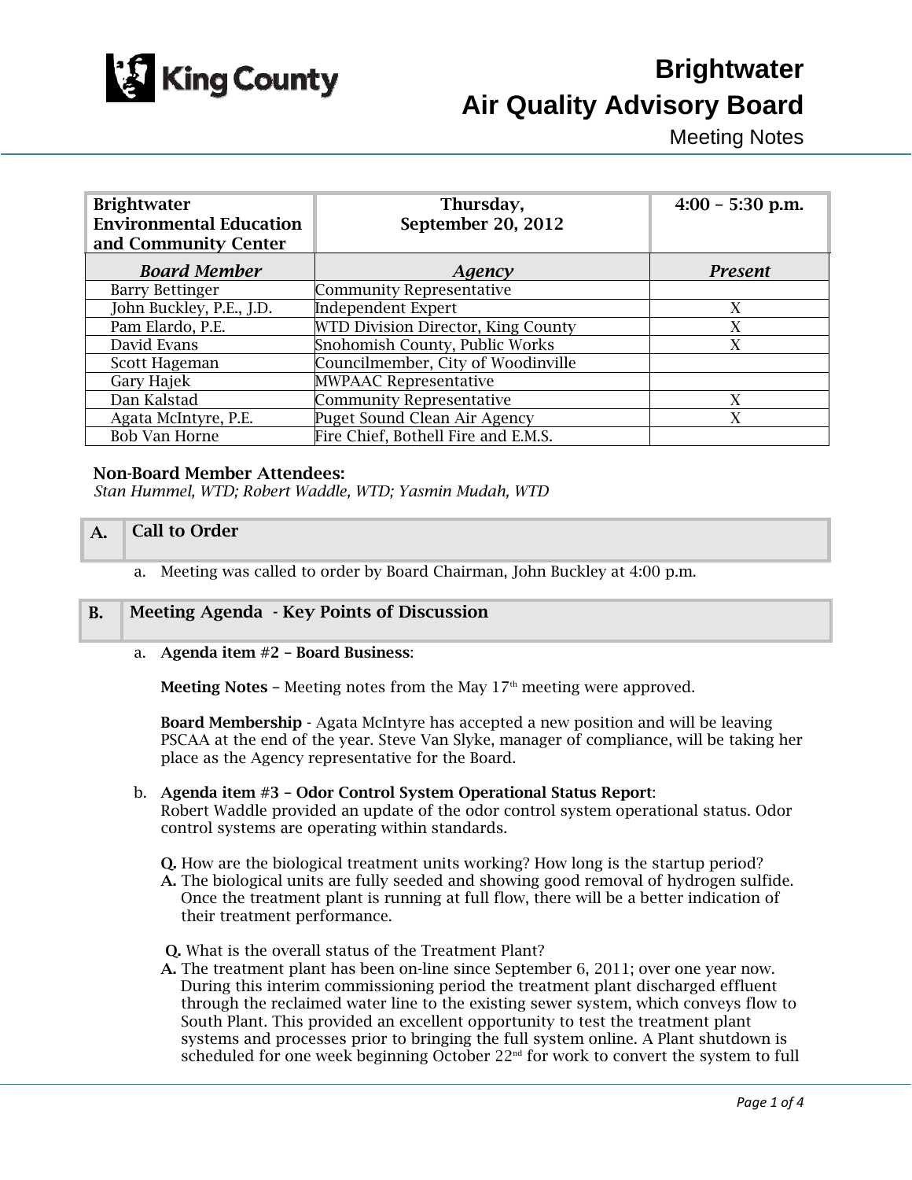# Brightwater Air Quality Advisory Board

Meeting Notes

| Brightwater Environmental Education and Community Center | Thursday, September 20, 2012 | 4:00 – 5:30 p.m. |
|---|---|---|
| ***Board Member*** | ***Agency*** | ***Present*** |
| Barry Bettinger | Community Representative | |
| John Buckley, P.E., J.D. | Independent Expert | X |
| Pam Elardo, P.E. | WTD Division Director, King County | X |
| David Evans | Snohomish County, Public Works | X |
| Scott Hageman | Councilmember, City of Woodinville | |
| Gary Hajek | MWPAAC Representative | |
| Dan Kalstad | Community Representative | X |
| Agata McIntyre, P.E. | Puget Sound Clean Air Agency | X |
| Bob Van Horne | Fire Chief, Bothell Fire and E.M.S. | |

**Non-Board Member Attendees:**
*Stan Hummel, WTD; Robert Waddle, WTD; Yasmin Mudah, WTD*

## A. Call to Order

a. Meeting was called to order by Board Chairman, John Buckley at 4:00 p.m.

## B. Meeting Agenda - Key Points of Discussion

a. **Agenda item #2 – Board Business**:

**Meeting Notes** – Meeting notes from the May 17th meeting were approved.

**Board Membership** - Agata McIntyre has accepted a new position and will be leaving PSCAA at the end of the year. Steve Van Slyke, manager of compliance, will be taking her place as the Agency representative for the Board.

b. **Agenda item #3 – Odor Control System Operational Status Report**:
Robert Waddle provided an update of the odor control system operational status. Odor control systems are operating within standards.

**Q.** How are the biological treatment units working? How long is the startup period?
**A.** The biological units are fully seeded and showing good removal of hydrogen sulfide. Once the treatment plant is running at full flow, there will be a better indication of their treatment performance.

**Q.** What is the overall status of the Treatment Plant?
**A.** The treatment plant has been on-line since September 6, 2011; over one year now. During this interim commissioning period the treatment plant discharged effluent through the reclaimed water line to the existing sewer system, which conveys flow to South Plant. This provided an excellent opportunity to test the treatment plant systems and processes prior to bringing the full system online. A Plant shutdown is scheduled for one week beginning October 22nd for work to convert the system to full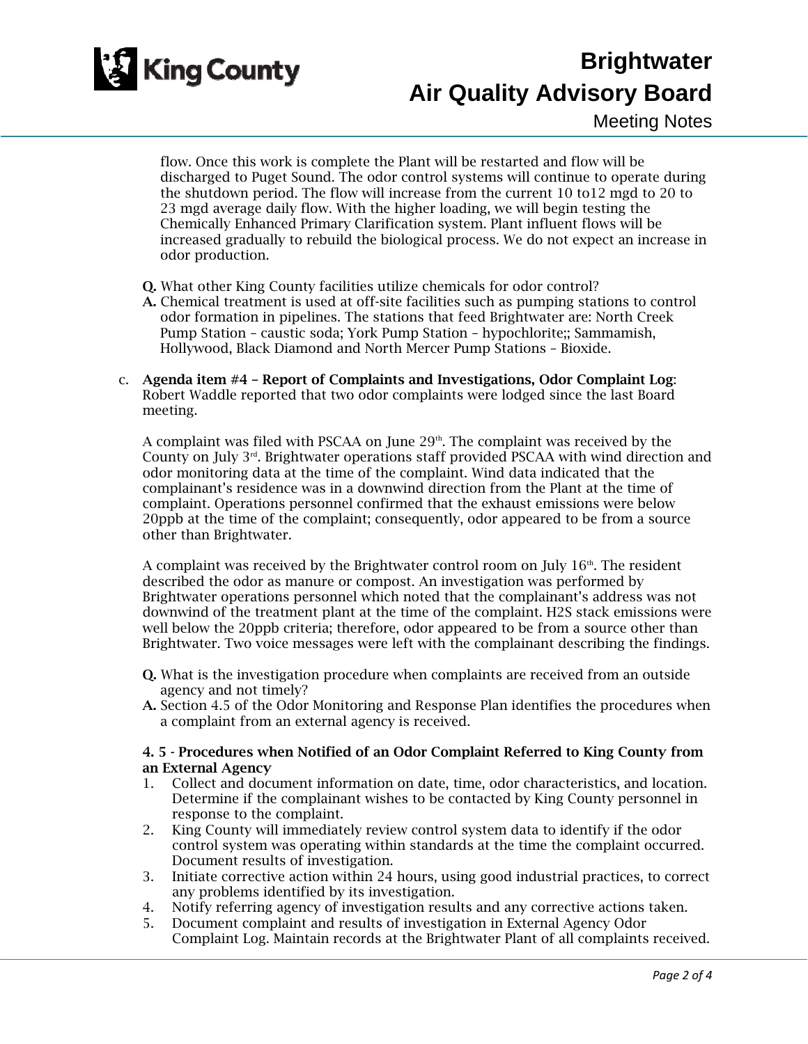flow. Once this work is complete the Plant will be restarted and flow will be discharged to Puget Sound. The odor control systems will continue to operate during the shutdown period. The flow will increase from the current 10 to12 mgd to 20 to 23 mgd average daily flow. With the higher loading, we will begin testing the Chemically Enhanced Primary Clarification system. Plant influent flows will be increased gradually to rebuild the biological process. We do not expect an increase in odor production.

**Q.** What other King County facilities utilize chemicals for odor control?
**A.** Chemical treatment is used at off-site facilities such as pumping stations to control odor formation in pipelines. The stations that feed Brightwater are: North Creek Pump Station – caustic soda; York Pump Station – hypochlorite;; Sammamish, Hollywood, Black Diamond and North Mercer Pump Stations – Bioxide.

c. **Agenda item #4 – Report of Complaints and Investigations, Odor Complaint Log**: Robert Waddle reported that two odor complaints were lodged since the last Board meeting.

A complaint was filed with PSCAA on June 29th. The complaint was received by the County on July 3rd. Brightwater operations staff provided PSCAA with wind direction and odor monitoring data at the time of the complaint. Wind data indicated that the complainant's residence was in a downwind direction from the Plant at the time of complaint. Operations personnel confirmed that the exhaust emissions were below 20ppb at the time of the complaint; consequently, odor appeared to be from a source other than Brightwater.

A complaint was received by the Brightwater control room on July 16th. The resident described the odor as manure or compost. An investigation was performed by Brightwater operations personnel which noted that the complainant's address was not downwind of the treatment plant at the time of the complaint. H2S stack emissions were well below the 20ppb criteria; therefore, odor appeared to be from a source other than Brightwater. Two voice messages were left with the complainant describing the findings.

**Q.** What is the investigation procedure when complaints are received from an outside agency and not timely?
**A.** Section 4.5 of the Odor Monitoring and Response Plan identifies the procedures when a complaint from an external agency is received.

**4. 5 - Procedures when Notified of an Odor Complaint Referred to King County from an External Agency**

1. Collect and document information on date, time, odor characteristics, and location. Determine if the complainant wishes to be contacted by King County personnel in response to the complaint.
2. King County will immediately review control system data to identify if the odor control system was operating within standards at the time the complaint occurred. Document results of investigation.
3. Initiate corrective action within 24 hours, using good industrial practices, to correct any problems identified by its investigation.
4. Notify referring agency of investigation results and any corrective actions taken.
5. Document complaint and results of investigation in External Agency Odor Complaint Log. Maintain records at the Brightwater Plant of all complaints received.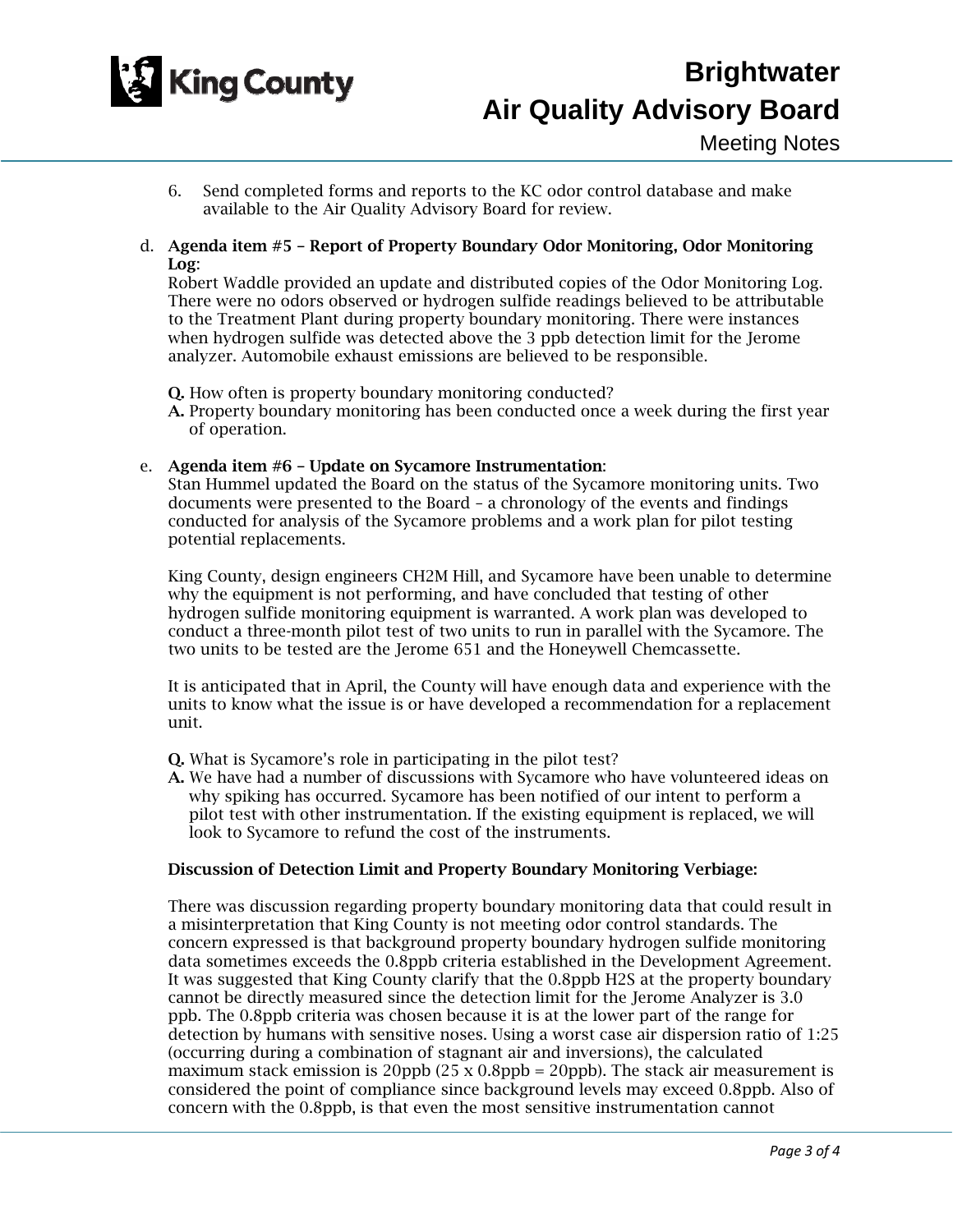6. Send completed forms and reports to the KC odor control database and make available to the Air Quality Advisory Board for review.

d. **Agenda item #5 – Report of Property Boundary Odor Monitoring, Odor Monitoring Log**:
Robert Waddle provided an update and distributed copies of the Odor Monitoring Log. There were no odors observed or hydrogen sulfide readings believed to be attributable to the Treatment Plant during property boundary monitoring. There were instances when hydrogen sulfide was detected above the 3 ppb detection limit for the Jerome analyzer. Automobile exhaust emissions are believed to be responsible.

**Q.** How often is property boundary monitoring conducted?
**A.** Property boundary monitoring has been conducted once a week during the first year of operation.

e. **Agenda item #6 – Update on Sycamore Instrumentation**:
Stan Hummel updated the Board on the status of the Sycamore monitoring units. Two documents were presented to the Board – a chronology of the events and findings conducted for analysis of the Sycamore problems and a work plan for pilot testing potential replacements.

King County, design engineers CH2M Hill, and Sycamore have been unable to determine why the equipment is not performing, and have concluded that testing of other hydrogen sulfide monitoring equipment is warranted. A work plan was developed to conduct a three-month pilot test of two units to run in parallel with the Sycamore. The two units to be tested are the Jerome 651 and the Honeywell Chemcassette.

It is anticipated that in April, the County will have enough data and experience with the units to know what the issue is or have developed a recommendation for a replacement unit.

**Q.** What is Sycamore's role in participating in the pilot test?
**A.** We have had a number of discussions with Sycamore who have volunteered ideas on why spiking has occurred. Sycamore has been notified of our intent to perform a pilot test with other instrumentation. If the existing equipment is replaced, we will look to Sycamore to refund the cost of the instruments.

**Discussion of Detection Limit and Property Boundary Monitoring Verbiage:**

There was discussion regarding property boundary monitoring data that could result in a misinterpretation that King County is not meeting odor control standards. The concern expressed is that background property boundary hydrogen sulfide monitoring data sometimes exceeds the 0.8ppb criteria established in the Development Agreement. It was suggested that King County clarify that the 0.8ppb $H_2S$ at the property boundary cannot be directly measured since the detection limit for the Jerome Analyzer is 3.0 ppb. The 0.8ppb criteria was chosen because it is at the lower part of the range for detection by humans with sensitive noses. Using a worst case air dispersion ratio of 1:25 (occurring during a combination of stagnant air and inversions), the calculated maximum stack emission is 20ppb ($25 \times 0.8\text{ppb} = 20\text{ppb}$). The stack air measurement is considered the point of compliance since background levels may exceed 0.8ppb. Also of concern with the 0.8ppb, is that even the most sensitive instrumentation cannot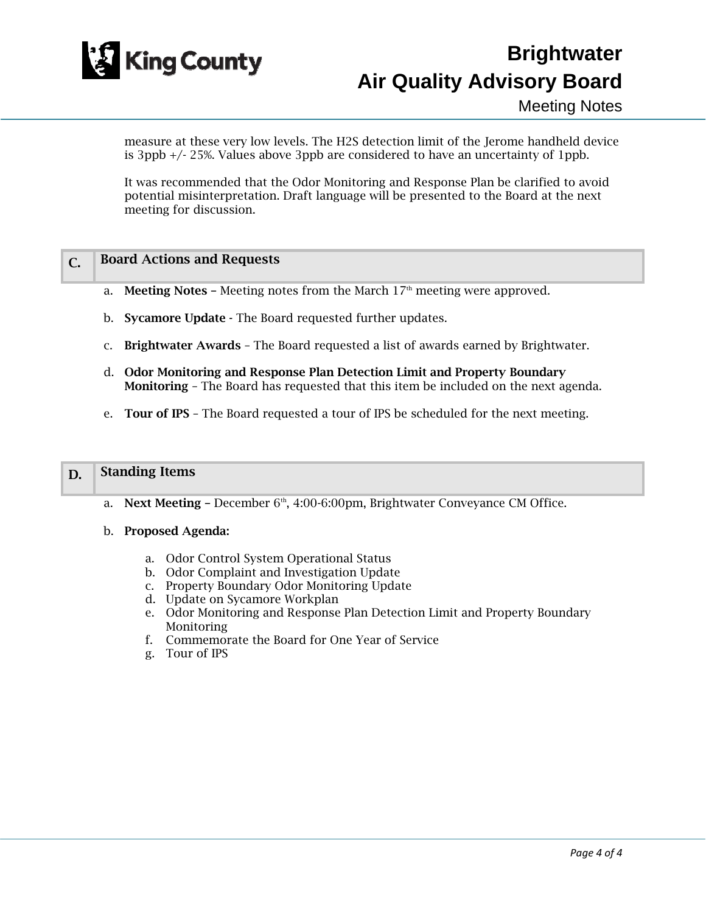measure at these very low levels. The $H_2S$ detection limit of the Jerome handheld device is 3ppb +/- 25%. Values above 3ppb are considered to have an uncertainty of 1ppb.

It was recommended that the Odor Monitoring and Response Plan be clarified to avoid potential misinterpretation. Draft language will be presented to the Board at the next meeting for discussion.

## C. Board Actions and Requests

a. **Meeting Notes –** Meeting notes from the March 17th meeting were approved.

b. **Sycamore Update** - The Board requested further updates.

c. **Brightwater Awards** – The Board requested a list of awards earned by Brightwater.

d. **Odor Monitoring and Response Plan Detection Limit and Property Boundary Monitoring** – The Board has requested that this item be included on the next agenda.

e. **Tour of IPS** – The Board requested a tour of IPS be scheduled for the next meeting.

## D. Standing Items

a. **Next Meeting –** December 6th, 4:00-6:00pm, Brightwater Conveyance CM Office.

b. **Proposed Agenda:**

   a. Odor Control System Operational Status
   b. Odor Complaint and Investigation Update
   c. Property Boundary Odor Monitoring Update
   d. Update on Sycamore Workplan
   e. Odor Monitoring and Response Plan Detection Limit and Property Boundary Monitoring
   f. Commemorate the Board for One Year of Service
   g. Tour of IPS